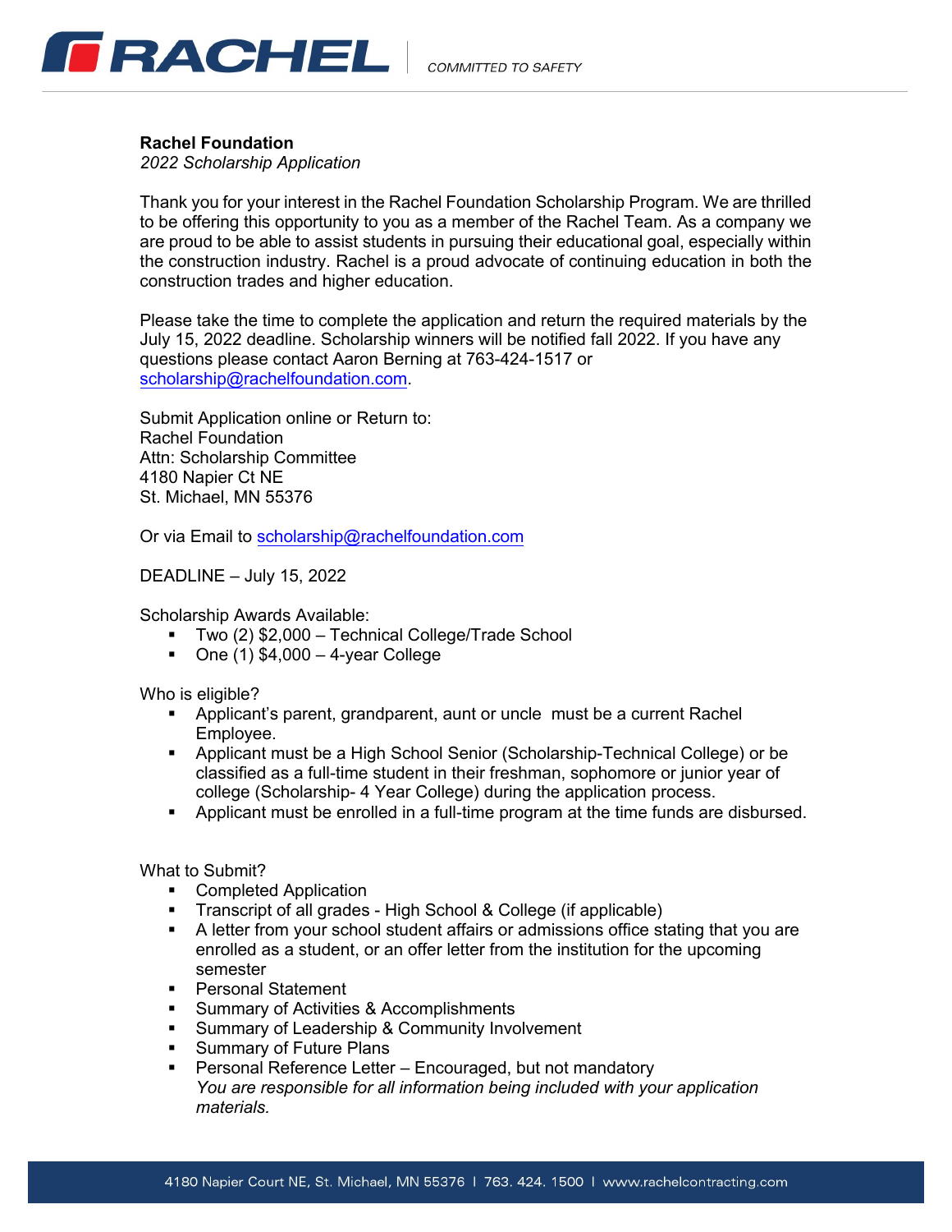**Rachel Foundation**
*2022 Scholarship Application*

Thank you for your interest in the Rachel Foundation Scholarship Program. We are thrilled to be offering this opportunity to you as a member of the Rachel Team. As a company we are proud to be able to assist students in pursuing their educational goal, especially within the construction industry. Rachel is a proud advocate of continuing education in both the construction trades and higher education.

Please take the time to complete the application and return the required materials by the July 15, 2022 deadline. Scholarship winners will be notified fall 2022. If you have any questions please contact Aaron Berning at 763-424-1517 or scholarship@rachelfoundation.com.

Submit Application online or Return to:
Rachel Foundation
Attn: Scholarship Committee
4180 Napier Ct NE
St. Michael, MN 55376

Or via Email to scholarship@rachelfoundation.com

DEADLINE – July 15, 2022

Scholarship Awards Available:

- Two (2) $2,000 – Technical College/Trade School
- One (1) $4,000 – 4-year College

Who is eligible?

- Applicant's parent, grandparent, aunt or uncle must be a current Rachel Employee.
- Applicant must be a High School Senior (Scholarship-Technical College) or be classified as a full-time student in their freshman, sophomore or junior year of college (Scholarship- 4 Year College) during the application process.
- Applicant must be enrolled in a full-time program at the time funds are disbursed.

What to Submit?

- Completed Application
- Transcript of all grades - High School & College (if applicable)
- A letter from your school student affairs or admissions office stating that you are enrolled as a student, or an offer letter from the institution for the upcoming semester
- Personal Statement
- Summary of Activities & Accomplishments
- Summary of Leadership & Community Involvement
- Summary of Future Plans
- Personal Reference Letter – Encouraged, but not mandatory
  *You are responsible for all information being included with your application materials.*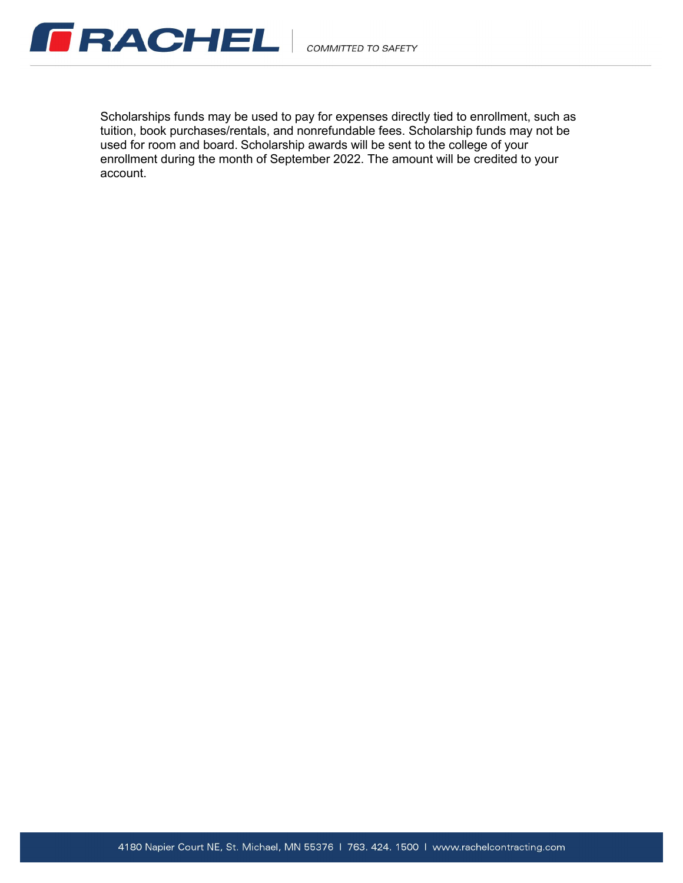Scholarships funds may be used to pay for expenses directly tied to enrollment, such as tuition, book purchases/rentals, and nonrefundable fees. Scholarship funds may not be used for room and board. Scholarship awards will be sent to the college of your enrollment during the month of September 2022. The amount will be credited to your account.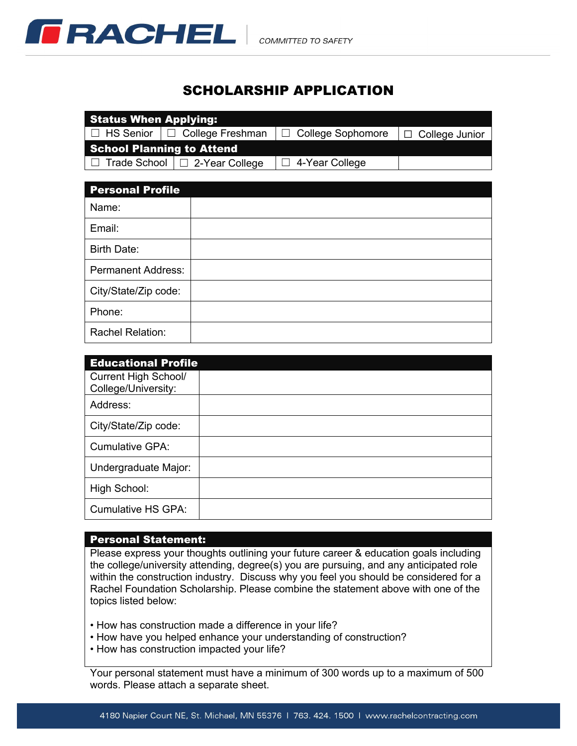RACHEL | COMMITTED TO SAFETY

# SCHOLARSHIP APPLICATION

| Status When Applying: | | | |
|---|---|---|---|
| ☐ HS Senior | ☐ College Freshman | ☐ College Sophomore | ☐ College Junior |
| **School Planning to Attend** | | | |
| ☐ Trade School | ☐ 2-Year College | ☐ 4-Year College | |

| Personal Profile | |
|---|---|
| Name: | |
| Email: | |
| Birth Date: | |
| Permanent Address: | |
| City/State/Zip code: | |
| Phone: | |
| Rachel Relation: | |

| Educational Profile | |
|---|---|
| Current High School/ College/University: | |
| Address: | |
| City/State/Zip code: | |
| Cumulative GPA: | |
| Undergraduate Major: | |
| High School: | |
| Cumulative HS GPA: | |

**Personal Statement:**

Please express your thoughts outlining your future career & education goals including the college/university attending, degree(s) you are pursuing, and any anticipated role within the construction industry. Discuss why you feel you should be considered for a Rachel Foundation Scholarship. Please combine the statement above with one of the topics listed below:

- How has construction made a difference in your life?
- How have you helped enhance your understanding of construction?
- How has construction impacted your life?

Your personal statement must have a minimum of 300 words up to a maximum of 500 words. Please attach a separate sheet.

4180 Napier Court NE, St. Michael, MN 55376 | 763. 424. 1500 | www.rachelcontracting.com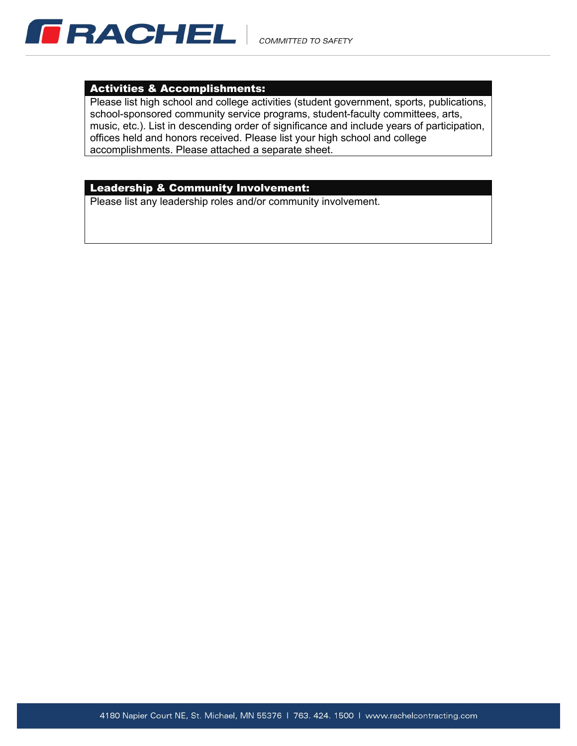## Activities & Accomplishments:

Please list high school and college activities (student government, sports, publications, school-sponsored community service programs, student-faculty committees, arts, music, etc.). List in descending order of significance and include years of participation, offices held and honors received. Please list your high school and college accomplishments. Please attached a separate sheet.

## Leadership & Community Involvement:

Please list any leadership roles and/or community involvement.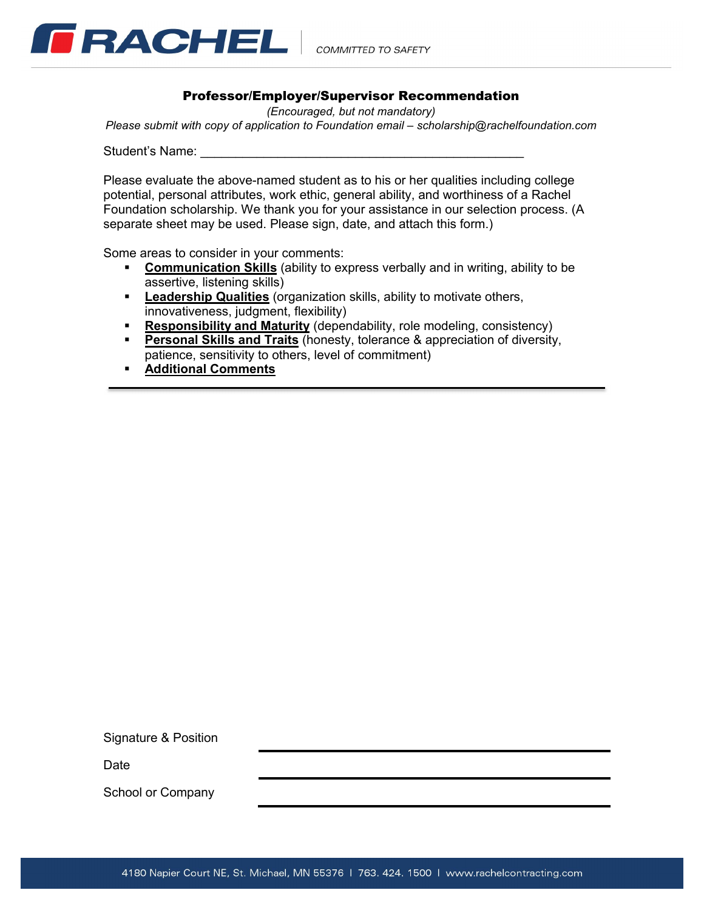RACHEL | COMMITTED TO SAFETY

## Professor/Employer/Supervisor Recommendation

*(Encouraged, but not mandatory)*
*Please submit with copy of application to Foundation email – scholarship@rachelfoundation.com*

Student's Name: ______________________________________________

Please evaluate the above-named student as to his or her qualities including college potential, personal attributes, work ethic, general ability, and worthiness of a Rachel Foundation scholarship. We thank you for your assistance in our selection process. (A separate sheet may be used. Please sign, date, and attach this form.)

Some areas to consider in your comments:

- **Communication Skills** (ability to express verbally and in writing, ability to be assertive, listening skills)
- **Leadership Qualities** (organization skills, ability to motivate others, innovativeness, judgment, flexibility)
- **Responsibility and Maturity** (dependability, role modeling, consistency)
- **Personal Skills and Traits** (honesty, tolerance & appreciation of diversity, patience, sensitivity to others, level of commitment)
- **Additional Comments**

---

Signature & Position ______________________________________________

Date ______________________________________________

School or Company ______________________________________________

4180 Napier Court NE, St. Michael, MN 55376 | 763. 424. 1500 | www.rachelcontracting.com